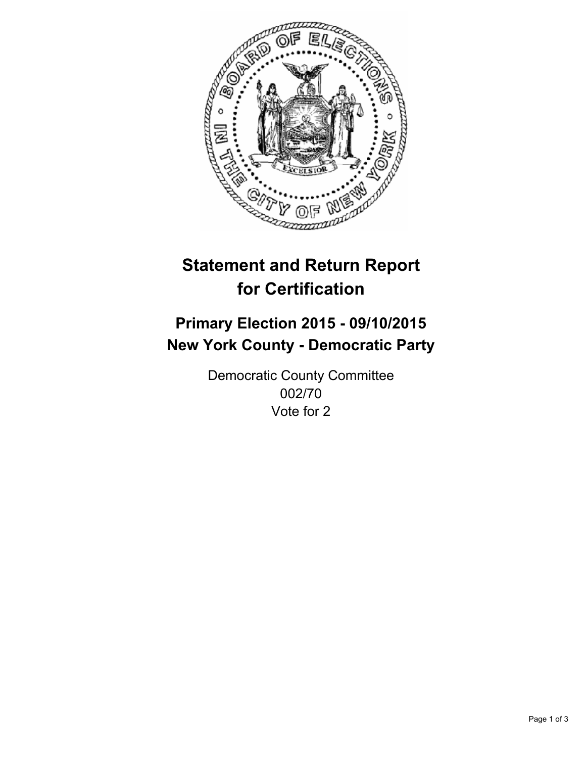# Statement and Return Report for Certification

## Primary Election 2015 - 09/10/2015
## New York County - Democratic Party

Democratic County Committee
002/70
Vote for 2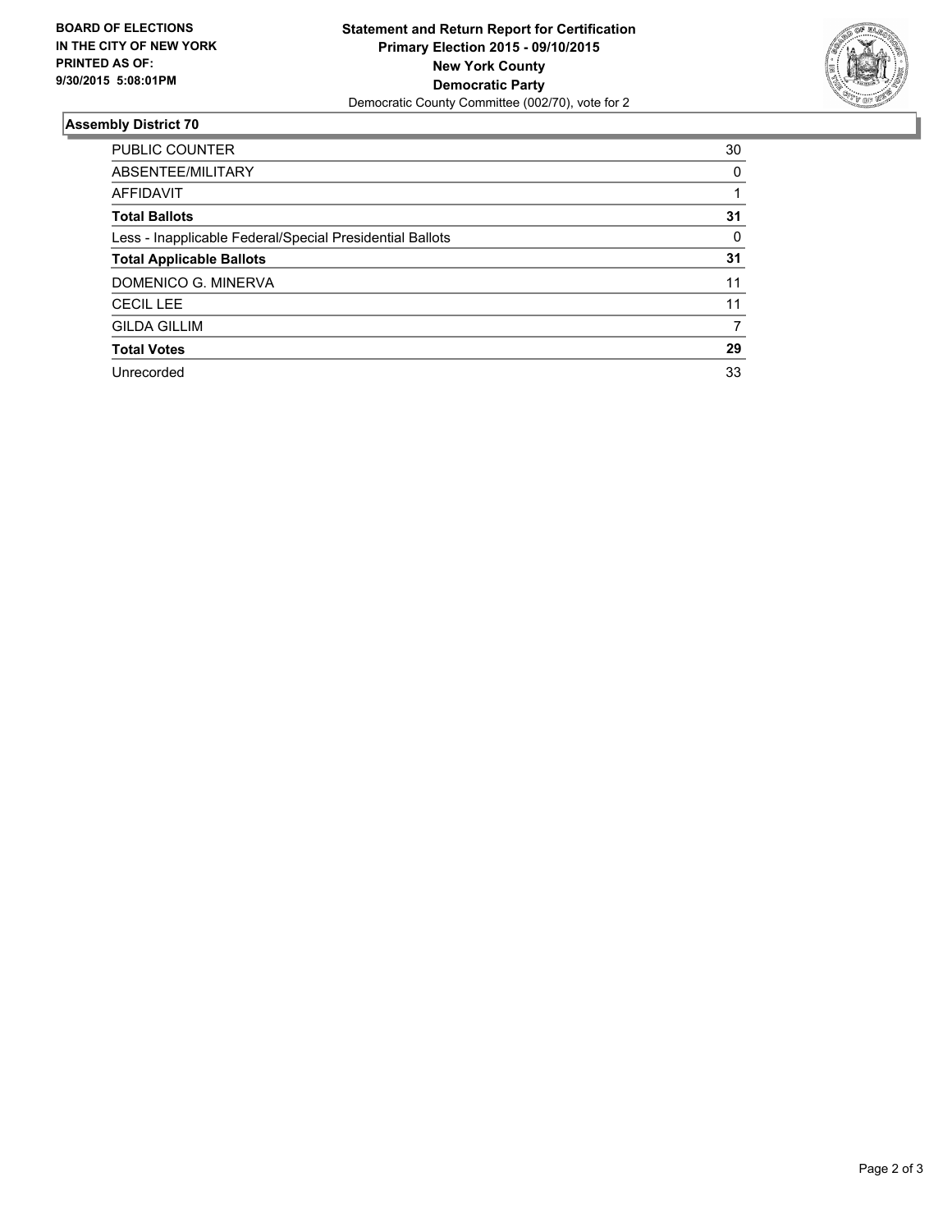**BOARD OF ELECTIONS IN THE CITY OF NEW YORK**
**PRINTED AS OF: 9/30/2015 5:08:01PM**

**Statement and Return Report for Certification**
**Primary Election 2015 - 09/10/2015**
**New York County**
**Democratic Party**
Democratic County Committee (002/70), vote for 2

## Assembly District 70

| | |
|---|---|
| PUBLIC COUNTER | 30 |
| ABSENTEE/MILITARY | 0 |
| AFFIDAVIT | 1 |
| **Total Ballots** | **31** |
| Less - Inapplicable Federal/Special Presidential Ballots | 0 |
| **Total Applicable Ballots** | **31** |
| DOMENICO G. MINERVA | 11 |
| CECIL LEE | 11 |
| GILDA GILLIM | 7 |
| **Total Votes** | **29** |
| Unrecorded | 33 |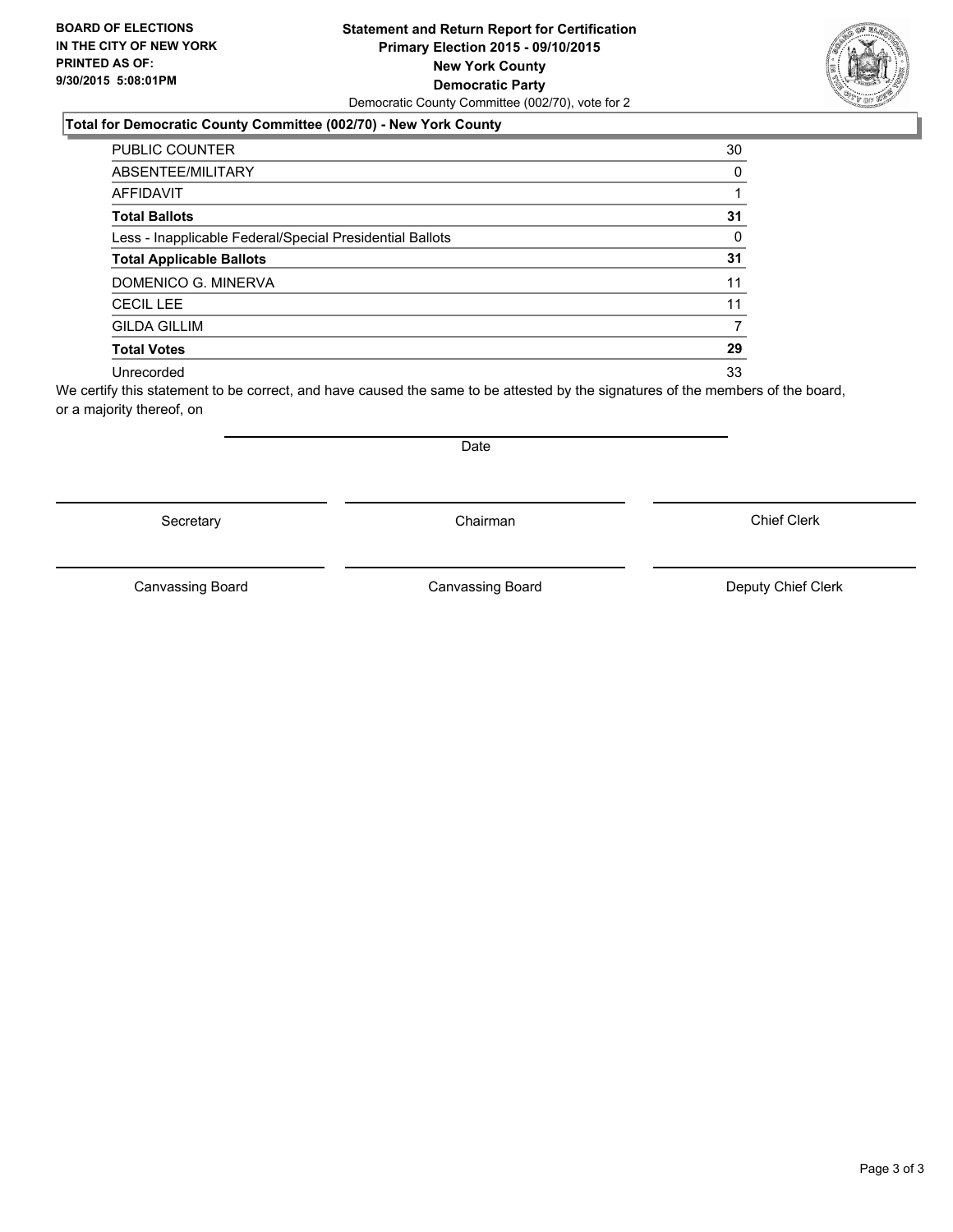**BOARD OF ELECTIONS IN THE CITY OF NEW YORK PRINTED AS OF: 9/30/2015 5:08:01PM**

**Statement and Return Report for Certification**
**Primary Election 2015 - 09/10/2015**
**New York County**
**Democratic Party**
Democratic County Committee (002/70), vote for 2

## Total for Democratic County Committee (002/70) - New York County

| | |
|---|---|
| PUBLIC COUNTER | 30 |
| ABSENTEE/MILITARY | 0 |
| AFFIDAVIT | 1 |
| **Total Ballots** | **31** |
| Less - Inapplicable Federal/Special Presidential Ballots | 0 |
| **Total Applicable Ballots** | **31** |
| DOMENICO G. MINERVA | 11 |
| CECIL LEE | 11 |
| GILDA GILLIM | 7 |
| **Total Votes** | **29** |
| Unrecorded | 33 |

We certify this statement to be correct, and have caused the same to be attested by the signatures of the members of the board, or a majority thereof, on

Date

Secretary

Chairman

Chief Clerk

Canvassing Board

Canvassing Board

Deputy Chief Clerk